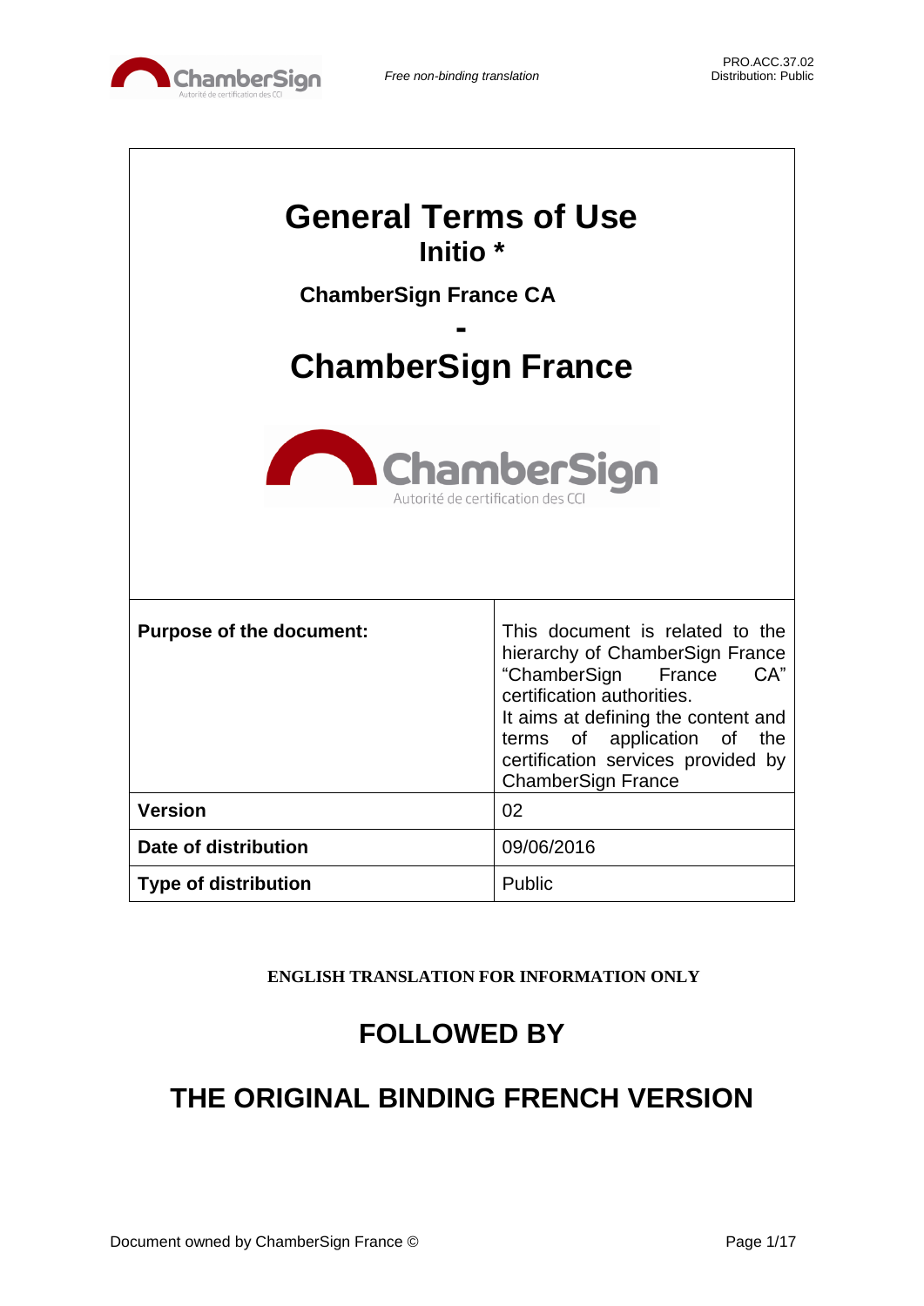*Free non-binding translation*

PRO.ACC.37.02
Distribution: Public

# General Terms of Use

## Initio *

### ChamberSign France CA

## -

# ChamberSign France

| **Purpose of the document:** | This document is related to the hierarchy of ChamberSign France "ChamberSign France CA" certification authorities. It aims at defining the content and terms of application of the certification services provided by ChamberSign France |
|---|---|
| **Version** | 02 |
| **Date of distribution** | 09/06/2016 |
| **Type of distribution** | Public |

**ENGLISH TRANSLATION FOR INFORMATION ONLY**

## FOLLOWED BY

## THE ORIGINAL BINDING FRENCH VERSION

Document owned by ChamberSign France ©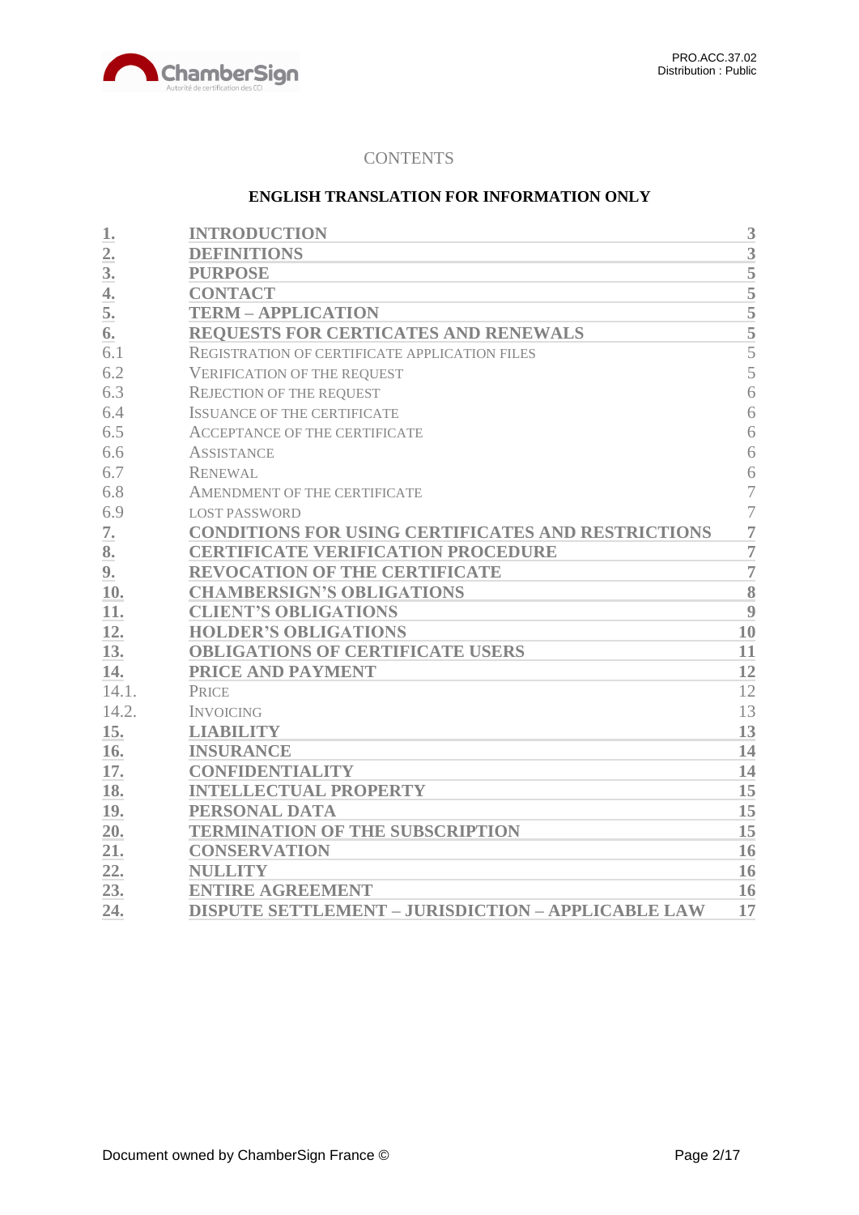CONTENTS

**ENGLISH TRANSLATION FOR INFORMATION ONLY**

| | | |
|---|---|---|
| **1.** | **INTRODUCTION** | **3** |
| **2.** | **DEFINITIONS** | **3** |
| **3.** | **PURPOSE** | **5** |
| **4.** | **CONTACT** | **5** |
| **5.** | **TERM – APPLICATION** | **5** |
| **6.** | **REQUESTS FOR CERTICATES AND RENEWALS** | **5** |
| 6.1 | REGISTRATION OF CERTIFICATE APPLICATION FILES | 5 |
| 6.2 | VERIFICATION OF THE REQUEST | 5 |
| 6.3 | REJECTION OF THE REQUEST | 6 |
| 6.4 | ISSUANCE OF THE CERTIFICATE | 6 |
| 6.5 | ACCEPTANCE OF THE CERTIFICATE | 6 |
| 6.6 | ASSISTANCE | 6 |
| 6.7 | RENEWAL | 6 |
| 6.8 | AMENDMENT OF THE CERTIFICATE | 7 |
| 6.9 | LOST PASSWORD | 7 |
| **7.** | **CONDITIONS FOR USING CERTIFICATES AND RESTRICTIONS** | **7** |
| **8.** | **CERTIFICATE VERIFICATION PROCEDURE** | **7** |
| **9.** | **REVOCATION OF THE CERTIFICATE** | **7** |
| **10.** | **CHAMBERSIGN'S OBLIGATIONS** | **8** |
| **11.** | **CLIENT'S OBLIGATIONS** | **9** |
| **12.** | **HOLDER'S OBLIGATIONS** | **10** |
| **13.** | **OBLIGATIONS OF CERTIFICATE USERS** | **11** |
| **14.** | **PRICE AND PAYMENT** | **12** |
| 14.1. | PRICE | 12 |
| 14.2. | INVOICING | 13 |
| **15.** | **LIABILITY** | **13** |
| **16.** | **INSURANCE** | **14** |
| **17.** | **CONFIDENTIALITY** | **14** |
| **18.** | **INTELLECTUAL PROPERTY** | **15** |
| **19.** | **PERSONAL DATA** | **15** |
| **20.** | **TERMINATION OF THE SUBSCRIPTION** | **15** |
| **21.** | **CONSERVATION** | **16** |
| **22.** | **NULLITY** | **16** |
| **23.** | **ENTIRE AGREEMENT** | **16** |
| **24.** | **DISPUTE SETTLEMENT – JURISDICTION – APPLICABLE LAW** | **17** |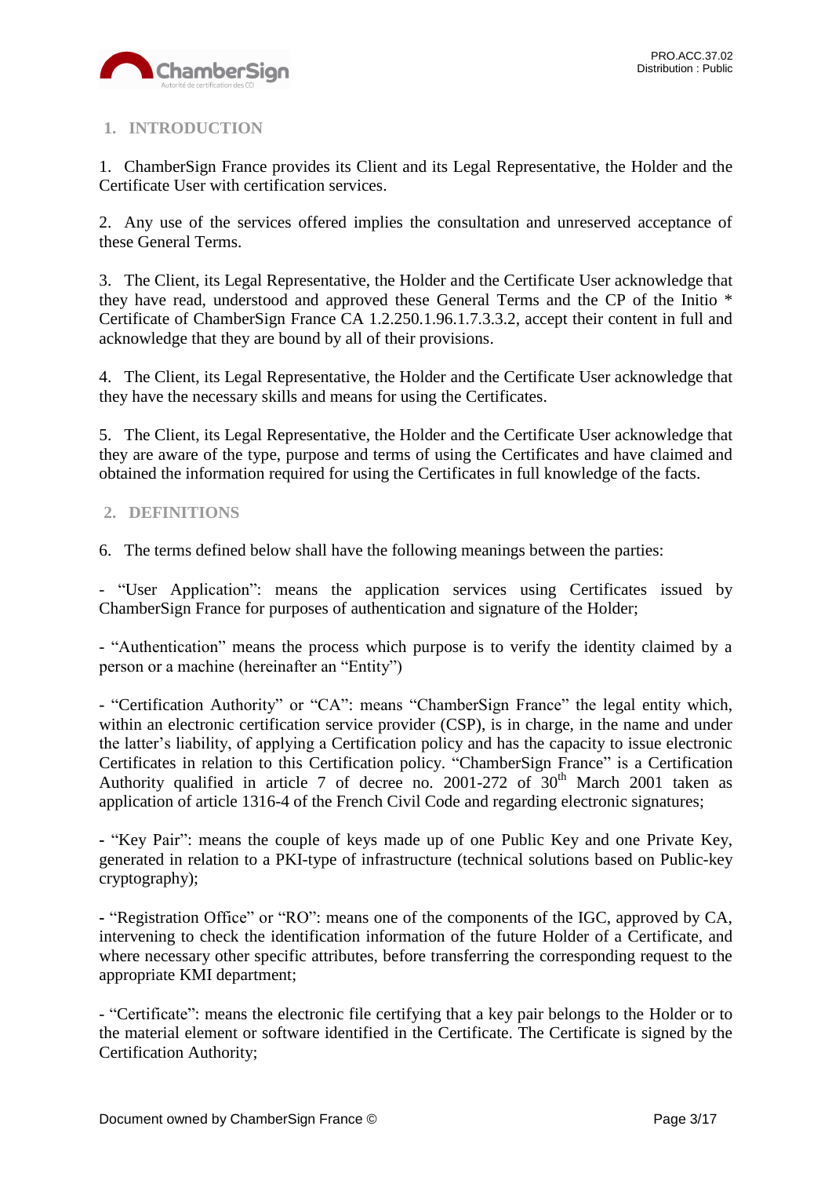## 1. INTRODUCTION

1. ChamberSign France provides its Client and its Legal Representative, the Holder and the Certificate User with certification services.

2. Any use of the services offered implies the consultation and unreserved acceptance of these General Terms.

3. The Client, its Legal Representative, the Holder and the Certificate User acknowledge that they have read, understood and approved these General Terms and the CP of the Initio * Certificate of ChamberSign France CA 1.2.250.1.96.1.7.3.3.2, accept their content in full and acknowledge that they are bound by all of their provisions.

4. The Client, its Legal Representative, the Holder and the Certificate User acknowledge that they have the necessary skills and means for using the Certificates.

5. The Client, its Legal Representative, the Holder and the Certificate User acknowledge that they are aware of the type, purpose and terms of using the Certificates and have claimed and obtained the information required for using the Certificates in full knowledge of the facts.

## 2. DEFINITIONS

6. The terms defined below shall have the following meanings between the parties:

- "User Application": means the application services using Certificates issued by ChamberSign France for purposes of authentication and signature of the Holder;

- "Authentication" means the process which purpose is to verify the identity claimed by a person or a machine (hereinafter an "Entity")

- "Certification Authority" or "CA": means "ChamberSign France" the legal entity which, within an electronic certification service provider (CSP), is in charge, in the name and under the latter's liability, of applying a Certification policy and has the capacity to issue electronic Certificates in relation to this Certification policy. "ChamberSign France" is a Certification Authority qualified in article 7 of decree no. 2001-272 of 30th March 2001 taken as application of article 1316-4 of the French Civil Code and regarding electronic signatures;

- "Key Pair": means the couple of keys made up of one Public Key and one Private Key, generated in relation to a PKI-type of infrastructure (technical solutions based on Public-key cryptography);

- "Registration Office" or "RO": means one of the components of the IGC, approved by CA, intervening to check the identification information of the future Holder of a Certificate, and where necessary other specific attributes, before transferring the corresponding request to the appropriate KMI department;

- "Certificate": means the electronic file certifying that a key pair belongs to the Holder or to the material element or software identified in the Certificate. The Certificate is signed by the Certification Authority;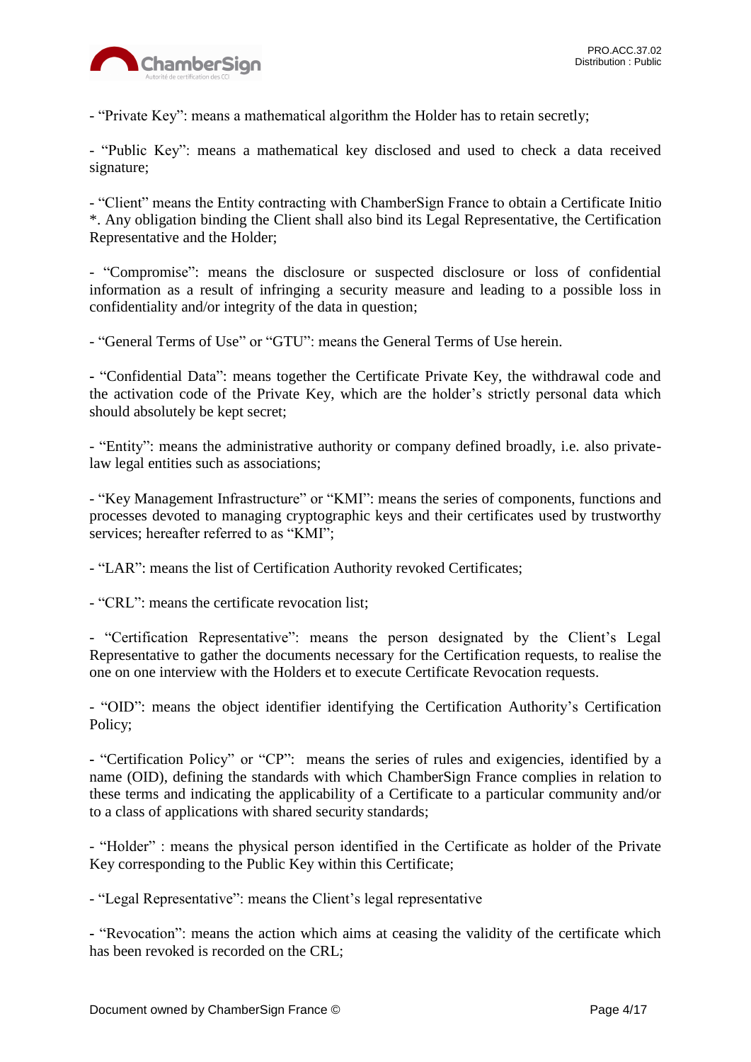- "Private Key": means a mathematical algorithm the Holder has to retain secretly;

- "Public Key": means a mathematical key disclosed and used to check a data received signature;

- "Client" means the Entity contracting with ChamberSign France to obtain a Certificate Initio *. Any obligation binding the Client shall also bind its Legal Representative, the Certification Representative and the Holder;

- "Compromise": means the disclosure or suspected disclosure or loss of confidential information as a result of infringing a security measure and leading to a possible loss in confidentiality and/or integrity of the data in question;

- "General Terms of Use" or "GTU": means the General Terms of Use herein.

- "Confidential Data": means together the Certificate Private Key, the withdrawal code and the activation code of the Private Key, which are the holder's strictly personal data which should absolutely be kept secret;

- "Entity": means the administrative authority or company defined broadly, i.e. also private-law legal entities such as associations;

- "Key Management Infrastructure" or "KMI": means the series of components, functions and processes devoted to managing cryptographic keys and their certificates used by trustworthy services; hereafter referred to as "KMI";

- "LAR": means the list of Certification Authority revoked Certificates;

- "CRL": means the certificate revocation list;

- "Certification Representative": means the person designated by the Client's Legal Representative to gather the documents necessary for the Certification requests, to realise the one on one interview with the Holders et to execute Certificate Revocation requests.

- "OID": means the object identifier identifying the Certification Authority's Certification Policy;

- "Certification Policy" or "CP": means the series of rules and exigencies, identified by a name (OID), defining the standards with which ChamberSign France complies in relation to these terms and indicating the applicability of a Certificate to a particular community and/or to a class of applications with shared security standards;

- "Holder" : means the physical person identified in the Certificate as holder of the Private Key corresponding to the Public Key within this Certificate;

- "Legal Representative": means the Client's legal representative

- "Revocation": means the action which aims at ceasing the validity of the certificate which has been revoked is recorded on the CRL;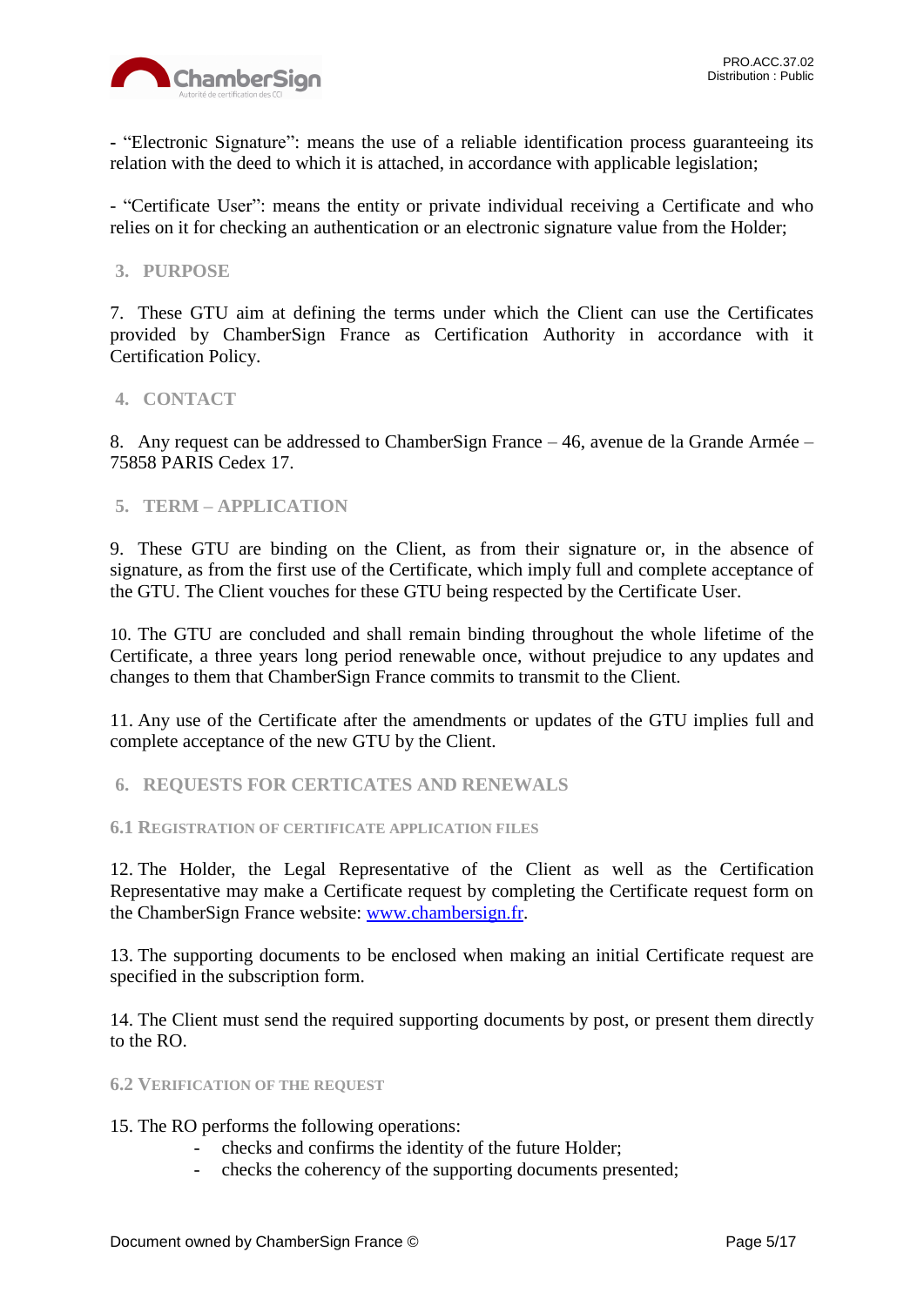- "Electronic Signature": means the use of a reliable identification process guaranteeing its relation with the deed to which it is attached, in accordance with applicable legislation;

- "Certificate User": means the entity or private individual receiving a Certificate and who relies on it for checking an authentication or an electronic signature value from the Holder;

## 3. PURPOSE

7. These GTU aim at defining the terms under which the Client can use the Certificates provided by ChamberSign France as Certification Authority in accordance with it Certification Policy.

## 4. CONTACT

8. Any request can be addressed to ChamberSign France – 46, avenue de la Grande Armée – 75858 PARIS Cedex 17.

## 5. TERM – APPLICATION

9. These GTU are binding on the Client, as from their signature or, in the absence of signature, as from the first use of the Certificate, which imply full and complete acceptance of the GTU. The Client vouches for these GTU being respected by the Certificate User.

10. The GTU are concluded and shall remain binding throughout the whole lifetime of the Certificate, a three years long period renewable once, without prejudice to any updates and changes to them that ChamberSign France commits to transmit to the Client.

11. Any use of the Certificate after the amendments or updates of the GTU implies full and complete acceptance of the new GTU by the Client.

## 6. REQUESTS FOR CERTICATES AND RENEWALS

### 6.1 Registration of certificate application files

12. The Holder, the Legal Representative of the Client as well as the Certification Representative may make a Certificate request by completing the Certificate request form on the ChamberSign France website: [www.chambersign.fr](www.chambersign.fr).

13. The supporting documents to be enclosed when making an initial Certificate request are specified in the subscription form.

14. The Client must send the required supporting documents by post, or present them directly to the RO.

### 6.2 Verification of the request

15. The RO performs the following operations:

- checks and confirms the identity of the future Holder;
- checks the coherency of the supporting documents presented;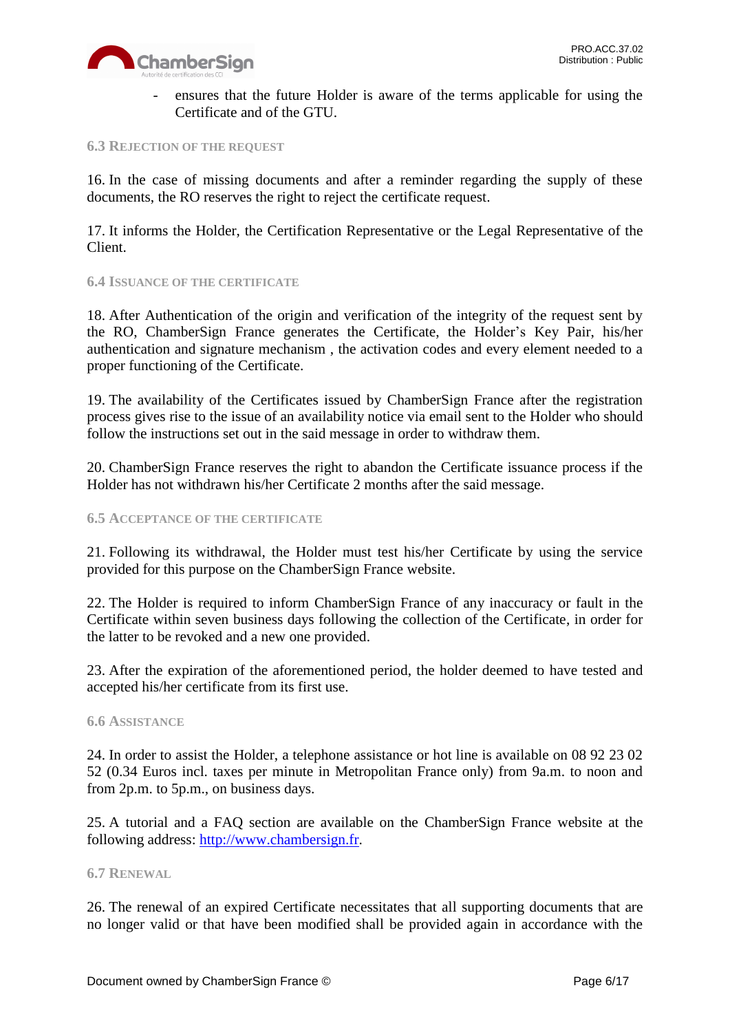- ensures that the future Holder is aware of the terms applicable for using the Certificate and of the GTU.

### 6.3 Rejection of the request

16. In the case of missing documents and after a reminder regarding the supply of these documents, the RO reserves the right to reject the certificate request.

17. It informs the Holder, the Certification Representative or the Legal Representative of the Client.

### 6.4 Issuance of the certificate

18. After Authentication of the origin and verification of the integrity of the request sent by the RO, ChamberSign France generates the Certificate, the Holder's Key Pair, his/her authentication and signature mechanism , the activation codes and every element needed to a proper functioning of the Certificate.

19. The availability of the Certificates issued by ChamberSign France after the registration process gives rise to the issue of an availability notice via email sent to the Holder who should follow the instructions set out in the said message in order to withdraw them.

20. ChamberSign France reserves the right to abandon the Certificate issuance process if the Holder has not withdrawn his/her Certificate 2 months after the said message.

### 6.5 Acceptance of the certificate

21. Following its withdrawal, the Holder must test his/her Certificate by using the service provided for this purpose on the ChamberSign France website.

22. The Holder is required to inform ChamberSign France of any inaccuracy or fault in the Certificate within seven business days following the collection of the Certificate, in order for the latter to be revoked and a new one provided.

23. After the expiration of the aforementioned period, the holder deemed to have tested and accepted his/her certificate from its first use.

### 6.6 Assistance

24. In order to assist the Holder, a telephone assistance or hot line is available on 08 92 23 02 52 (0.34 Euros incl. taxes per minute in Metropolitan France only) from 9a.m. to noon and from 2p.m. to 5p.m., on business days.

25. A tutorial and a FAQ section are available on the ChamberSign France website at the following address: [http://www.chambersign.fr](http://www.chambersign.fr).

### 6.7 Renewal

26. The renewal of an expired Certificate necessitates that all supporting documents that are no longer valid or that have been modified shall be provided again in accordance with the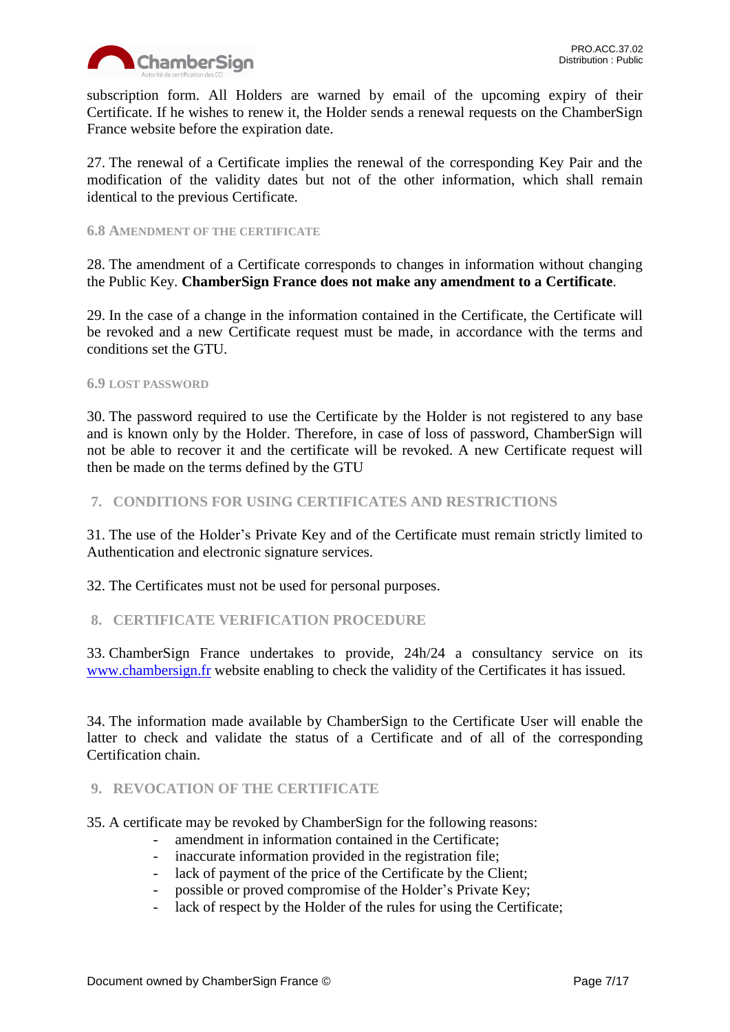subscription form. All Holders are warned by email of the upcoming expiry of their Certificate. If he wishes to renew it, the Holder sends a renewal requests on the ChamberSign France website before the expiration date.

27. The renewal of a Certificate implies the renewal of the corresponding Key Pair and the modification of the validity dates but not of the other information, which shall remain identical to the previous Certificate.

### 6.8 Amendment of the certificate

28. The amendment of a Certificate corresponds to changes in information without changing the Public Key. **ChamberSign France does not make any amendment to a Certificate**.

29. In the case of a change in the information contained in the Certificate, the Certificate will be revoked and a new Certificate request must be made, in accordance with the terms and conditions set the GTU.

### 6.9 Lost password

30. The password required to use the Certificate by the Holder is not registered to any base and is known only by the Holder. Therefore, in case of loss of password, ChamberSign will not be able to recover it and the certificate will be revoked. A new Certificate request will then be made on the terms defined by the GTU

## 7. CONDITIONS FOR USING CERTIFICATES AND RESTRICTIONS

31. The use of the Holder's Private Key and of the Certificate must remain strictly limited to Authentication and electronic signature services.

32. The Certificates must not be used for personal purposes.

## 8. CERTIFICATE VERIFICATION PROCEDURE

33. ChamberSign France undertakes to provide, 24h/24 a consultancy service on its [www.chambersign.fr](www.chambersign.fr) website enabling to check the validity of the Certificates it has issued.

34. The information made available by ChamberSign to the Certificate User will enable the latter to check and validate the status of a Certificate and of all of the corresponding Certification chain.

## 9. REVOCATION OF THE CERTIFICATE

35. A certificate may be revoked by ChamberSign for the following reasons:

- amendment in information contained in the Certificate;
- inaccurate information provided in the registration file;
- lack of payment of the price of the Certificate by the Client;
- possible or proved compromise of the Holder's Private Key;
- lack of respect by the Holder of the rules for using the Certificate;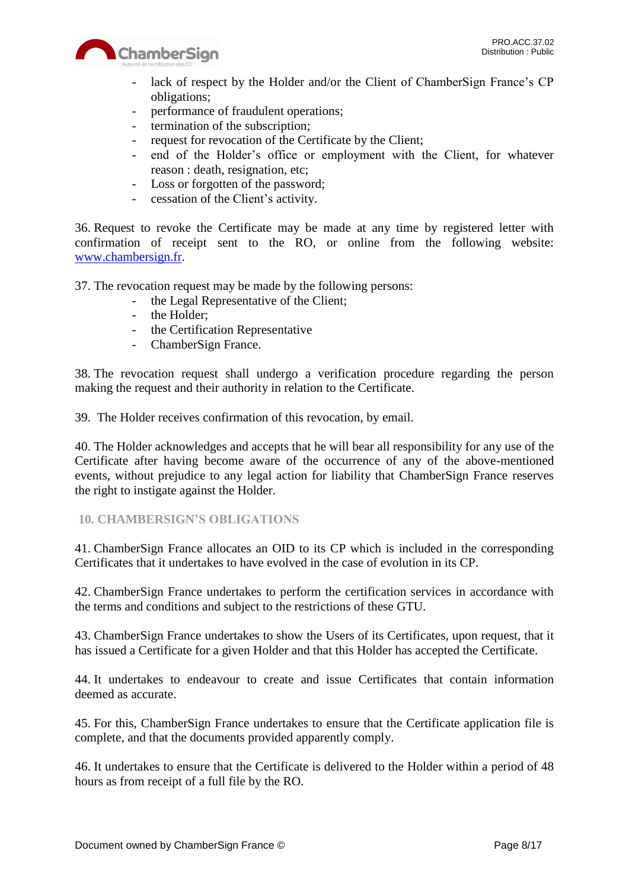- lack of respect by the Holder and/or the Client of ChamberSign France's CP obligations;
- performance of fraudulent operations;
- termination of the subscription;
- request for revocation of the Certificate by the Client;
- end of the Holder's office or employment with the Client, for whatever reason : death, resignation, etc;
- Loss or forgotten of the password;
- cessation of the Client's activity.

36. Request to revoke the Certificate may be made at any time by registered letter with confirmation of receipt sent to the RO, or online from the following website: www.chambersign.fr.

37. The revocation request may be made by the following persons:

- the Legal Representative of the Client;
- the Holder;
- the Certification Representative
- ChamberSign France.

38. The revocation request shall undergo a verification procedure regarding the person making the request and their authority in relation to the Certificate.

39. The Holder receives confirmation of this revocation, by email.

40. The Holder acknowledges and accepts that he will bear all responsibility for any use of the Certificate after having become aware of the occurrence of any of the above-mentioned events, without prejudice to any legal action for liability that ChamberSign France reserves the right to instigate against the Holder.

## 10. CHAMBERSIGN'S OBLIGATIONS

41. ChamberSign France allocates an OID to its CP which is included in the corresponding Certificates that it undertakes to have evolved in the case of evolution in its CP.

42. ChamberSign France undertakes to perform the certification services in accordance with the terms and conditions and subject to the restrictions of these GTU.

43. ChamberSign France undertakes to show the Users of its Certificates, upon request, that it has issued a Certificate for a given Holder and that this Holder has accepted the Certificate.

44. It undertakes to endeavour to create and issue Certificates that contain information deemed as accurate.

45. For this, ChamberSign France undertakes to ensure that the Certificate application file is complete, and that the documents provided apparently comply.

46. It undertakes to ensure that the Certificate is delivered to the Holder within a period of 48 hours as from receipt of a full file by the RO.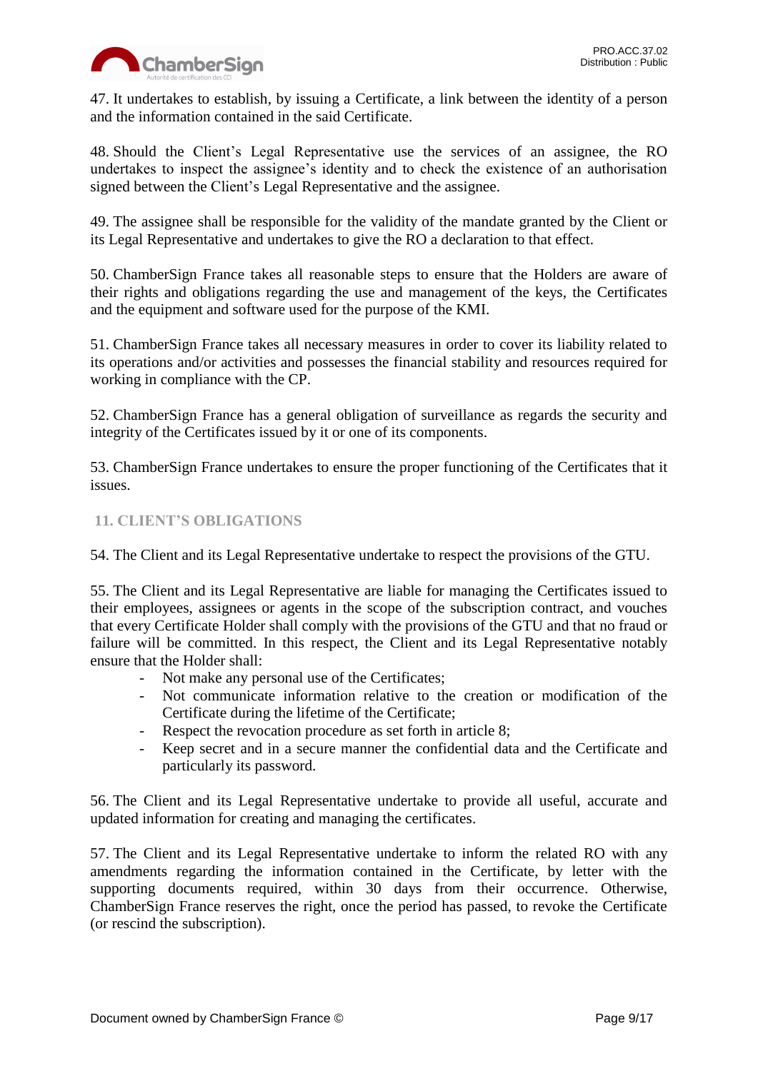47. It undertakes to establish, by issuing a Certificate, a link between the identity of a person and the information contained in the said Certificate.

48. Should the Client's Legal Representative use the services of an assignee, the RO undertakes to inspect the assignee's identity and to check the existence of an authorisation signed between the Client's Legal Representative and the assignee.

49. The assignee shall be responsible for the validity of the mandate granted by the Client or its Legal Representative and undertakes to give the RO a declaration to that effect.

50. ChamberSign France takes all reasonable steps to ensure that the Holders are aware of their rights and obligations regarding the use and management of the keys, the Certificates and the equipment and software used for the purpose of the KMI.

51. ChamberSign France takes all necessary measures in order to cover its liability related to its operations and/or activities and possesses the financial stability and resources required for working in compliance with the CP.

52. ChamberSign France has a general obligation of surveillance as regards the security and integrity of the Certificates issued by it or one of its components.

53. ChamberSign France undertakes to ensure the proper functioning of the Certificates that it issues.

## 11. CLIENT'S OBLIGATIONS

54. The Client and its Legal Representative undertake to respect the provisions of the GTU.

55. The Client and its Legal Representative are liable for managing the Certificates issued to their employees, assignees or agents in the scope of the subscription contract, and vouches that every Certificate Holder shall comply with the provisions of the GTU and that no fraud or failure will be committed. In this respect, the Client and its Legal Representative notably ensure that the Holder shall:

- Not make any personal use of the Certificates;
- Not communicate information relative to the creation or modification of the Certificate during the lifetime of the Certificate;
- Respect the revocation procedure as set forth in article 8;
- Keep secret and in a secure manner the confidential data and the Certificate and particularly its password.

56. The Client and its Legal Representative undertake to provide all useful, accurate and updated information for creating and managing the certificates.

57. The Client and its Legal Representative undertake to inform the related RO with any amendments regarding the information contained in the Certificate, by letter with the supporting documents required, within 30 days from their occurrence. Otherwise, ChamberSign France reserves the right, once the period has passed, to revoke the Certificate (or rescind the subscription).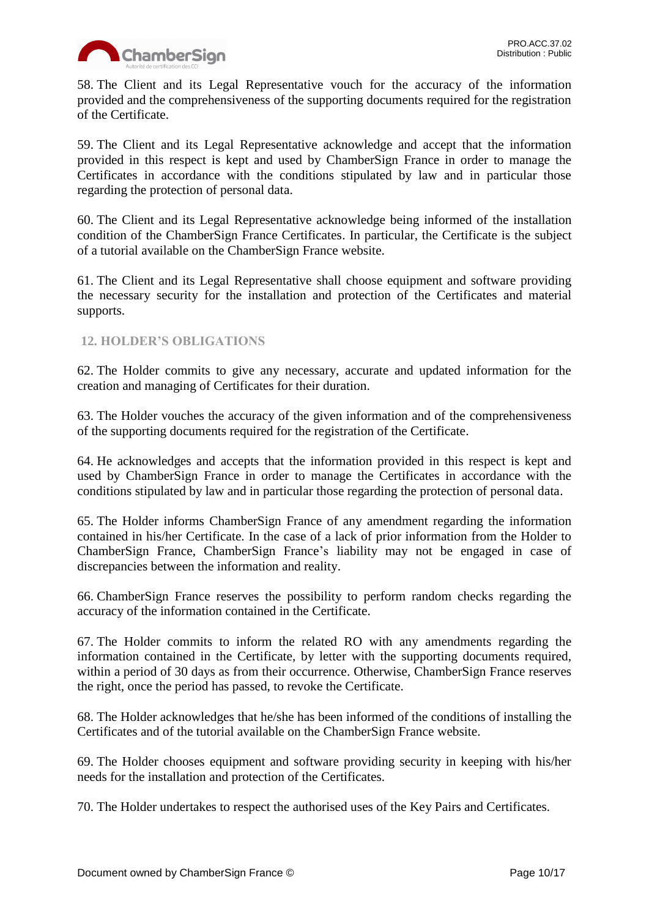58. The Client and its Legal Representative vouch for the accuracy of the information provided and the comprehensiveness of the supporting documents required for the registration of the Certificate.

59. The Client and its Legal Representative acknowledge and accept that the information provided in this respect is kept and used by ChamberSign France in order to manage the Certificates in accordance with the conditions stipulated by law and in particular those regarding the protection of personal data.

60. The Client and its Legal Representative acknowledge being informed of the installation condition of the ChamberSign France Certificates. In particular, the Certificate is the subject of a tutorial available on the ChamberSign France website.

61. The Client and its Legal Representative shall choose equipment and software providing the necessary security for the installation and protection of the Certificates and material supports.

## 12. HOLDER'S OBLIGATIONS

62. The Holder commits to give any necessary, accurate and updated information for the creation and managing of Certificates for their duration.

63. The Holder vouches the accuracy of the given information and of the comprehensiveness of the supporting documents required for the registration of the Certificate.

64. He acknowledges and accepts that the information provided in this respect is kept and used by ChamberSign France in order to manage the Certificates in accordance with the conditions stipulated by law and in particular those regarding the protection of personal data.

65. The Holder informs ChamberSign France of any amendment regarding the information contained in his/her Certificate. In the case of a lack of prior information from the Holder to ChamberSign France, ChamberSign France's liability may not be engaged in case of discrepancies between the information and reality.

66. ChamberSign France reserves the possibility to perform random checks regarding the accuracy of the information contained in the Certificate.

67. The Holder commits to inform the related RO with any amendments regarding the information contained in the Certificate, by letter with the supporting documents required, within a period of 30 days as from their occurrence. Otherwise, ChamberSign France reserves the right, once the period has passed, to revoke the Certificate.

68. The Holder acknowledges that he/she has been informed of the conditions of installing the Certificates and of the tutorial available on the ChamberSign France website.

69. The Holder chooses equipment and software providing security in keeping with his/her needs for the installation and protection of the Certificates.

70. The Holder undertakes to respect the authorised uses of the Key Pairs and Certificates.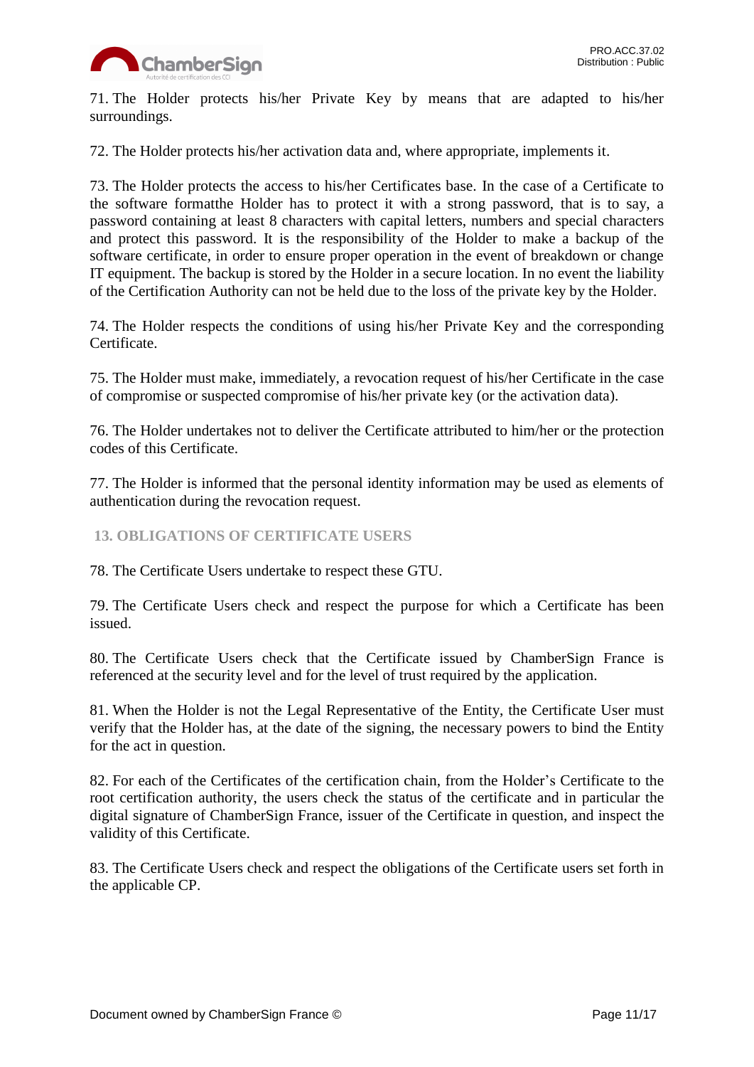71. The Holder protects his/her Private Key by means that are adapted to his/her surroundings.

72. The Holder protects his/her activation data and, where appropriate, implements it.

73. The Holder protects the access to his/her Certificates base. In the case of a Certificate to the software formatthe Holder has to protect it with a strong password, that is to say, a password containing at least 8 characters with capital letters, numbers and special characters and protect this password. It is the responsibility of the Holder to make a backup of the software certificate, in order to ensure proper operation in the event of breakdown or change IT equipment. The backup is stored by the Holder in a secure location. In no event the liability of the Certification Authority can not be held due to the loss of the private key by the Holder.

74. The Holder respects the conditions of using his/her Private Key and the corresponding Certificate.

75. The Holder must make, immediately, a revocation request of his/her Certificate in the case of compromise or suspected compromise of his/her private key (or the activation data).

76. The Holder undertakes not to deliver the Certificate attributed to him/her or the protection codes of this Certificate.

77. The Holder is informed that the personal identity information may be used as elements of authentication during the revocation request.

## 13. OBLIGATIONS OF CERTIFICATE USERS

78. The Certificate Users undertake to respect these GTU.

79. The Certificate Users check and respect the purpose for which a Certificate has been issued.

80. The Certificate Users check that the Certificate issued by ChamberSign France is referenced at the security level and for the level of trust required by the application.

81. When the Holder is not the Legal Representative of the Entity, the Certificate User must verify that the Holder has, at the date of the signing, the necessary powers to bind the Entity for the act in question.

82. For each of the Certificates of the certification chain, from the Holder's Certificate to the root certification authority, the users check the status of the certificate and in particular the digital signature of ChamberSign France, issuer of the Certificate in question, and inspect the validity of this Certificate.

83. The Certificate Users check and respect the obligations of the Certificate users set forth in the applicable CP.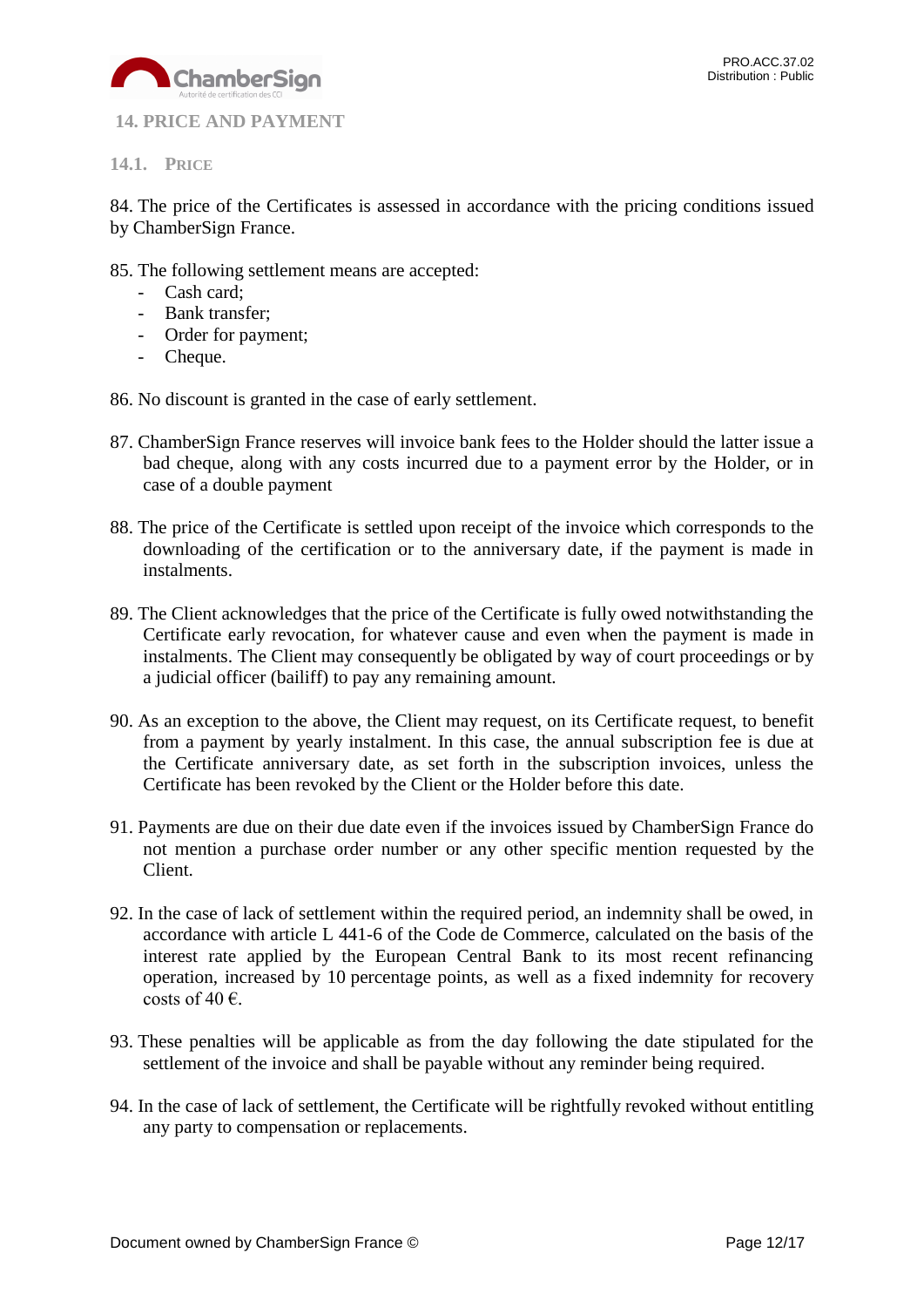## 14. PRICE AND PAYMENT

### 14.1. Price

84. The price of the Certificates is assessed in accordance with the pricing conditions issued by ChamberSign France.

85. The following settlement means are accepted:
    - Cash card;
    - Bank transfer;
    - Order for payment;
    - Cheque.

86. No discount is granted in the case of early settlement.

87. ChamberSign France reserves will invoice bank fees to the Holder should the latter issue a bad cheque, along with any costs incurred due to a payment error by the Holder, or in case of a double payment

88. The price of the Certificate is settled upon receipt of the invoice which corresponds to the downloading of the certification or to the anniversary date, if the payment is made in instalments.

89. The Client acknowledges that the price of the Certificate is fully owed notwithstanding the Certificate early revocation, for whatever cause and even when the payment is made in instalments. The Client may consequently be obligated by way of court proceedings or by a judicial officer (bailiff) to pay any remaining amount.

90. As an exception to the above, the Client may request, on its Certificate request, to benefit from a payment by yearly instalment. In this case, the annual subscription fee is due at the Certificate anniversary date, as set forth in the subscription invoices, unless the Certificate has been revoked by the Client or the Holder before this date.

91. Payments are due on their due date even if the invoices issued by ChamberSign France do not mention a purchase order number or any other specific mention requested by the Client.

92. In the case of lack of settlement within the required period, an indemnity shall be owed, in accordance with article L 441-6 of the Code de Commerce, calculated on the basis of the interest rate applied by the European Central Bank to its most recent refinancing operation, increased by 10 percentage points, as well as a fixed indemnity for recovery costs of 40 €.

93. These penalties will be applicable as from the day following the date stipulated for the settlement of the invoice and shall be payable without any reminder being required.

94. In the case of lack of settlement, the Certificate will be rightfully revoked without entitling any party to compensation or replacements.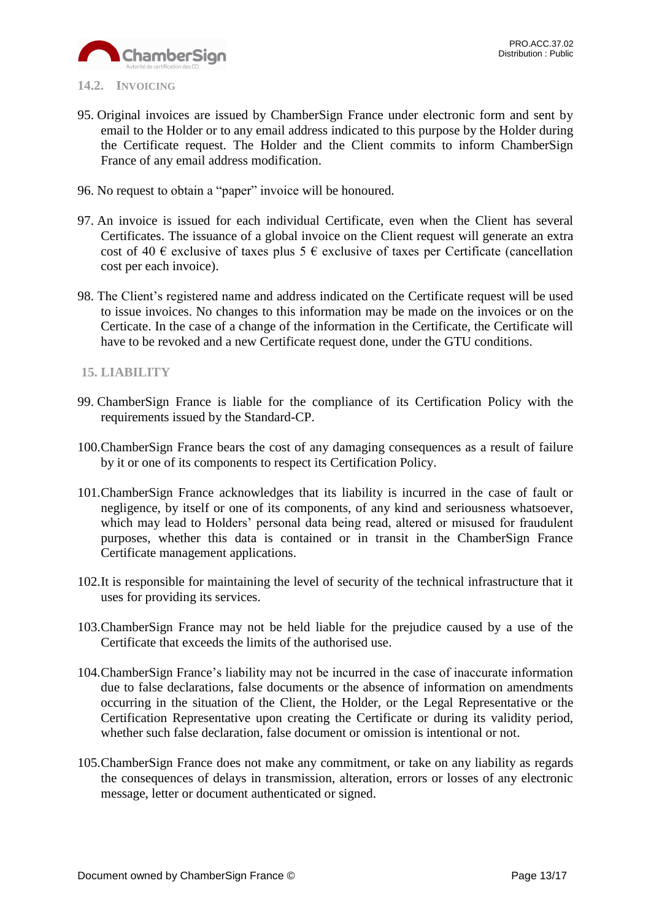### 14.2. Invoicing

95. Original invoices are issued by ChamberSign France under electronic form and sent by email to the Holder or to any email address indicated to this purpose by the Holder during the Certificate request. The Holder and the Client commits to inform ChamberSign France of any email address modification.

96. No request to obtain a "paper" invoice will be honoured.

97. An invoice is issued for each individual Certificate, even when the Client has several Certificates. The issuance of a global invoice on the Client request will generate an extra cost of 40 € exclusive of taxes plus 5 € exclusive of taxes per Certificate (cancellation cost per each invoice).

98. The Client's registered name and address indicated on the Certificate request will be used to issue invoices. No changes to this information may be made on the invoices or on the Certicate. In the case of a change of the information in the Certificate, the Certificate will have to be revoked and a new Certificate request done, under the GTU conditions.

## 15. LIABILITY

99. ChamberSign France is liable for the compliance of its Certification Policy with the requirements issued by the Standard-CP.

100. ChamberSign France bears the cost of any damaging consequences as a result of failure by it or one of its components to respect its Certification Policy.

101. ChamberSign France acknowledges that its liability is incurred in the case of fault or negligence, by itself or one of its components, of any kind and seriousness whatsoever, which may lead to Holders' personal data being read, altered or misused for fraudulent purposes, whether this data is contained or in transit in the ChamberSign France Certificate management applications.

102. It is responsible for maintaining the level of security of the technical infrastructure that it uses for providing its services.

103. ChamberSign France may not be held liable for the prejudice caused by a use of the Certificate that exceeds the limits of the authorised use.

104. ChamberSign France's liability may not be incurred in the case of inaccurate information due to false declarations, false documents or the absence of information on amendments occurring in the situation of the Client, the Holder, or the Legal Representative or the Certification Representative upon creating the Certificate or during its validity period, whether such false declaration, false document or omission is intentional or not.

105. ChamberSign France does not make any commitment, or take on any liability as regards the consequences of delays in transmission, alteration, errors or losses of any electronic message, letter or document authenticated or signed.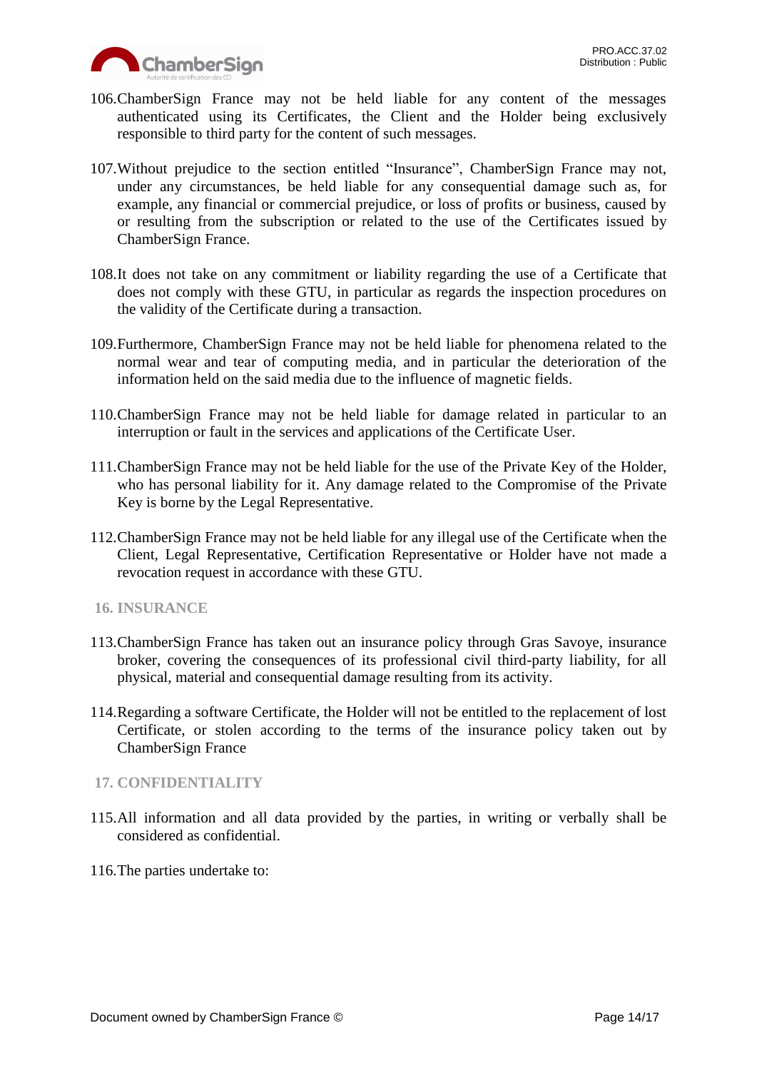106. ChamberSign France may not be held liable for any content of the messages authenticated using its Certificates, the Client and the Holder being exclusively responsible to third party for the content of such messages.

107. Without prejudice to the section entitled "Insurance", ChamberSign France may not, under any circumstances, be held liable for any consequential damage such as, for example, any financial or commercial prejudice, or loss of profits or business, caused by or resulting from the subscription or related to the use of the Certificates issued by ChamberSign France.

108. It does not take on any commitment or liability regarding the use of a Certificate that does not comply with these GTU, in particular as regards the inspection procedures on the validity of the Certificate during a transaction.

109. Furthermore, ChamberSign France may not be held liable for phenomena related to the normal wear and tear of computing media, and in particular the deterioration of the information held on the said media due to the influence of magnetic fields.

110. ChamberSign France may not be held liable for damage related in particular to an interruption or fault in the services and applications of the Certificate User.

111. ChamberSign France may not be held liable for the use of the Private Key of the Holder, who has personal liability for it. Any damage related to the Compromise of the Private Key is borne by the Legal Representative.

112. ChamberSign France may not be held liable for any illegal use of the Certificate when the Client, Legal Representative, Certification Representative or Holder have not made a revocation request in accordance with these GTU.

## 16. INSURANCE

113. ChamberSign France has taken out an insurance policy through Gras Savoye, insurance broker, covering the consequences of its professional civil third-party liability, for all physical, material and consequential damage resulting from its activity.

114. Regarding a software Certificate, the Holder will not be entitled to the replacement of lost Certificate, or stolen according to the terms of the insurance policy taken out by ChamberSign France

## 17. CONFIDENTIALITY

115. All information and all data provided by the parties, in writing or verbally shall be considered as confidential.

116. The parties undertake to: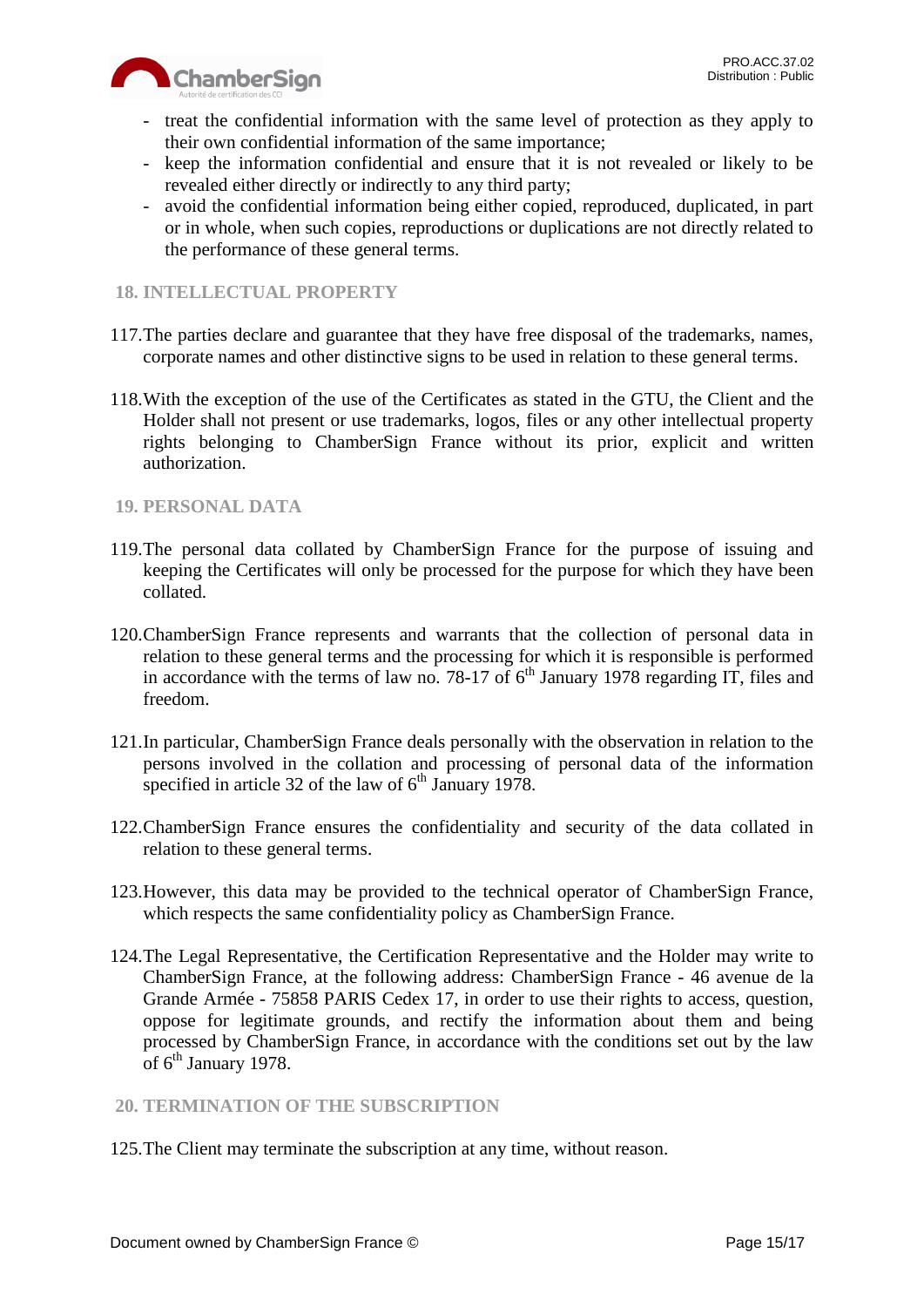- treat the confidential information with the same level of protection as they apply to their own confidential information of the same importance;
- keep the information confidential and ensure that it is not revealed or likely to be revealed either directly or indirectly to any third party;
- avoid the confidential information being either copied, reproduced, duplicated, in part or in whole, when such copies, reproductions or duplications are not directly related to the performance of these general terms.

## 18. INTELLECTUAL PROPERTY

117. The parties declare and guarantee that they have free disposal of the trademarks, names, corporate names and other distinctive signs to be used in relation to these general terms.

118. With the exception of the use of the Certificates as stated in the GTU, the Client and the Holder shall not present or use trademarks, logos, files or any other intellectual property rights belonging to ChamberSign France without its prior, explicit and written authorization.

## 19. PERSONAL DATA

119. The personal data collated by ChamberSign France for the purpose of issuing and keeping the Certificates will only be processed for the purpose for which they have been collated.

120. ChamberSign France represents and warrants that the collection of personal data in relation to these general terms and the processing for which it is responsible is performed in accordance with the terms of law no. 78-17 of 6th January 1978 regarding IT, files and freedom.

121. In particular, ChamberSign France deals personally with the observation in relation to the persons involved in the collation and processing of personal data of the information specified in article 32 of the law of 6th January 1978.

122. ChamberSign France ensures the confidentiality and security of the data collated in relation to these general terms.

123. However, this data may be provided to the technical operator of ChamberSign France, which respects the same confidentiality policy as ChamberSign France.

124. The Legal Representative, the Certification Representative and the Holder may write to ChamberSign France, at the following address: ChamberSign France - 46 avenue de la Grande Armée - 75858 PARIS Cedex 17, in order to use their rights to access, question, oppose for legitimate grounds, and rectify the information about them and being processed by ChamberSign France, in accordance with the conditions set out by the law of 6th January 1978.

## 20. TERMINATION OF THE SUBSCRIPTION

125. The Client may terminate the subscription at any time, without reason.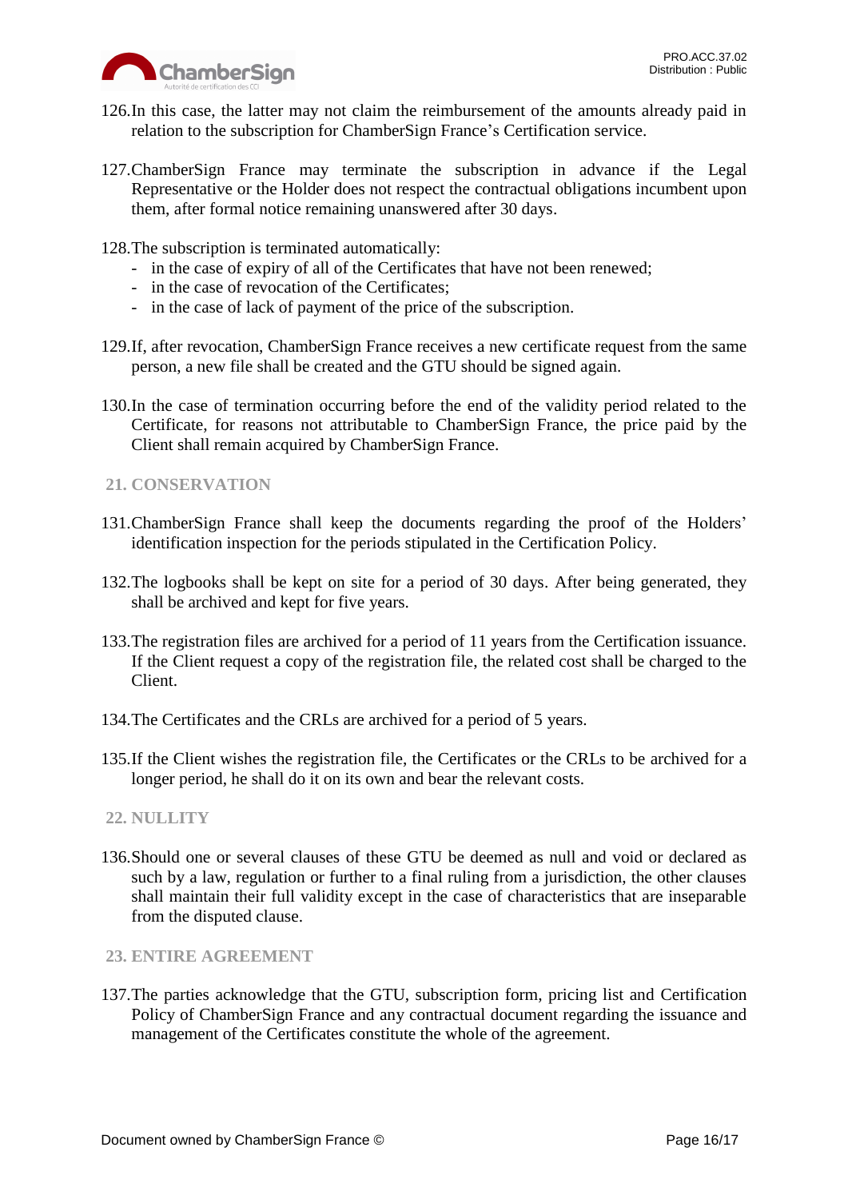126. In this case, the latter may not claim the reimbursement of the amounts already paid in relation to the subscription for ChamberSign France's Certification service.

127. ChamberSign France may terminate the subscription in advance if the Legal Representative or the Holder does not respect the contractual obligations incumbent upon them, after formal notice remaining unanswered after 30 days.

128. The subscription is terminated automatically:
   - in the case of expiry of all of the Certificates that have not been renewed;
   - in the case of revocation of the Certificates;
   - in the case of lack of payment of the price of the subscription.

129. If, after revocation, ChamberSign France receives a new certificate request from the same person, a new file shall be created and the GTU should be signed again.

130. In the case of termination occurring before the end of the validity period related to the Certificate, for reasons not attributable to ChamberSign France, the price paid by the Client shall remain acquired by ChamberSign France.

## 21. CONSERVATION

131. ChamberSign France shall keep the documents regarding the proof of the Holders' identification inspection for the periods stipulated in the Certification Policy.

132. The logbooks shall be kept on site for a period of 30 days. After being generated, they shall be archived and kept for five years.

133. The registration files are archived for a period of 11 years from the Certification issuance. If the Client request a copy of the registration file, the related cost shall be charged to the Client.

134. The Certificates and the CRLs are archived for a period of 5 years.

135. If the Client wishes the registration file, the Certificates or the CRLs to be archived for a longer period, he shall do it on its own and bear the relevant costs.

## 22. NULLITY

136. Should one or several clauses of these GTU be deemed as null and void or declared as such by a law, regulation or further to a final ruling from a jurisdiction, the other clauses shall maintain their full validity except in the case of characteristics that are inseparable from the disputed clause.

## 23. ENTIRE AGREEMENT

137. The parties acknowledge that the GTU, subscription form, pricing list and Certification Policy of ChamberSign France and any contractual document regarding the issuance and management of the Certificates constitute the whole of the agreement.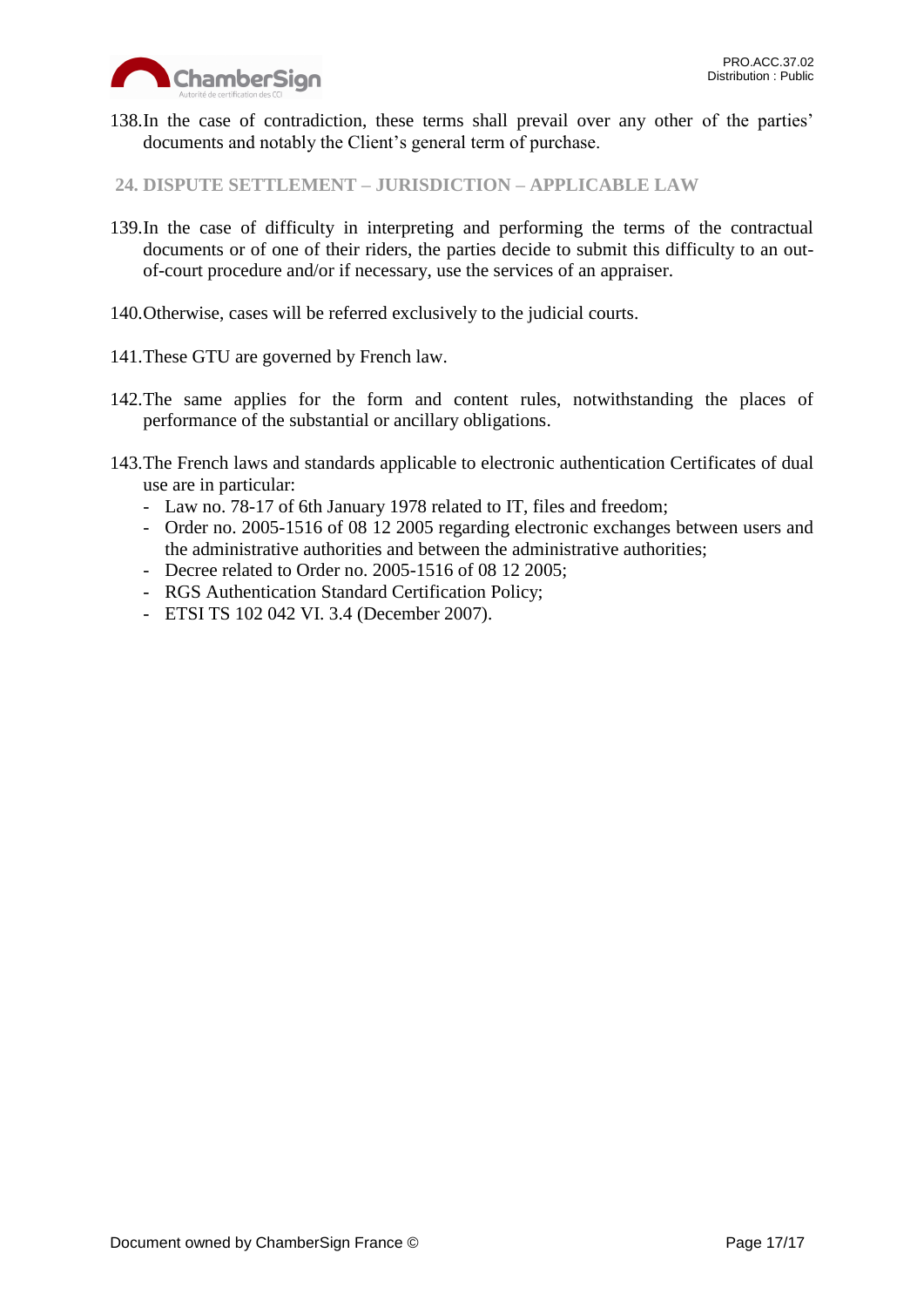138.In the case of contradiction, these terms shall prevail over any other of the parties' documents and notably the Client's general term of purchase.

## 24. DISPUTE SETTLEMENT – JURISDICTION – APPLICABLE LAW

139.In the case of difficulty in interpreting and performing the terms of the contractual documents or of one of their riders, the parties decide to submit this difficulty to an out-of-court procedure and/or if necessary, use the services of an appraiser.

140.Otherwise, cases will be referred exclusively to the judicial courts.

141.These GTU are governed by French law.

142.The same applies for the form and content rules, notwithstanding the places of performance of the substantial or ancillary obligations.

143.The French laws and standards applicable to electronic authentication Certificates of dual use are in particular:

- Law no. 78-17 of 6th January 1978 related to IT, files and freedom;
- Order no. 2005-1516 of 08 12 2005 regarding electronic exchanges between users and the administrative authorities and between the administrative authorities;
- Decree related to Order no. 2005-1516 of 08 12 2005;
- RGS Authentication Standard Certification Policy;
- ETSI TS 102 042 VI. 3.4 (December 2007).